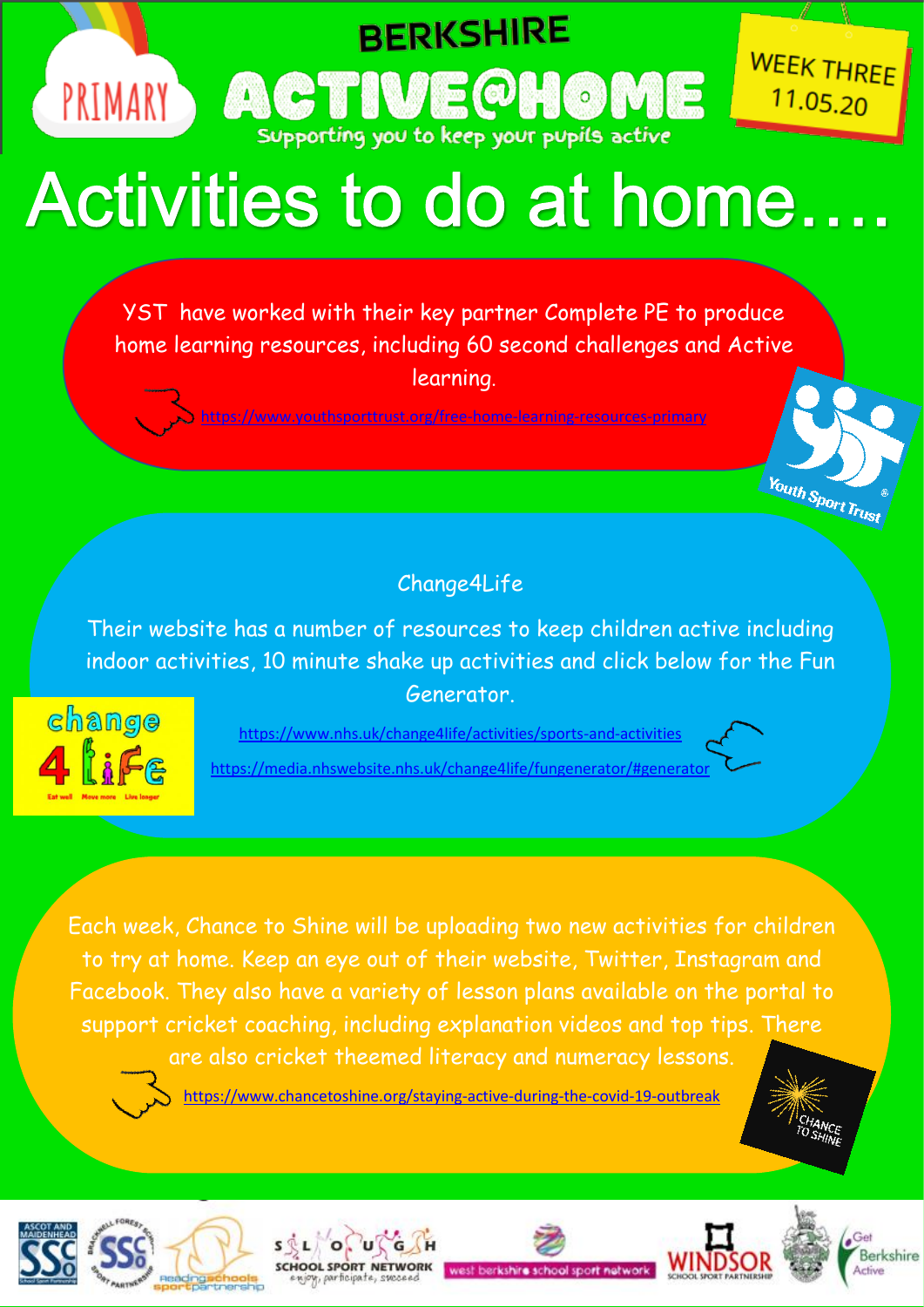PRIMARY

# BERKSHIRE ACTIVE@HOME

Supporting you to keep your pupils active

WEEK THREE 11.05.20

# Activities to do at home….

YST have worked with their key partner Complete PE to produce home learning resources, including 60 second challenges and Active learning.

https://www.youthsporttrust.org/free-home-learning-resources-primary

Youth Sport Trust

## Change4Life

Their website has a number of resources to keep children active including indoor activities, 10 minute shake up activities and click below for the Fun Generator.

https://www.nhs.uk/change4life/activities/sports-and-activities

https://media.nhswebsite.nhs.uk/change4life/fungenerator/#generator

change 4 Life — Eat well Move more Live longer

Each week, Chance to Shine will be uploading two new activities for children to try at home. Keep an eye out of their website, Twitter, Instagram and Facebook. They also have a variety of lesson plans available on the portal to support cricket coaching, including explanation videos and top tips. There are also cricket theemed literacy and numeracy lessons.

https://www.chancetoshine.org/staying-active-during-the-covid-19-outbreak

CHANCE TO SHINE

ASCOT AND MAIDENHEAD SSCo School Sport Partnership | BRACKNELL FOREST SCHOOL SPORT PARTNERSHIP SSCo | Reading schools sport partnership | SLOUGH SCHOOL SPORT NETWORK enjoy, participate, succeed | west berkshire school sport network | WINDSOR SCHOOL SPORT PARTNERSHIP | Get Berkshire Active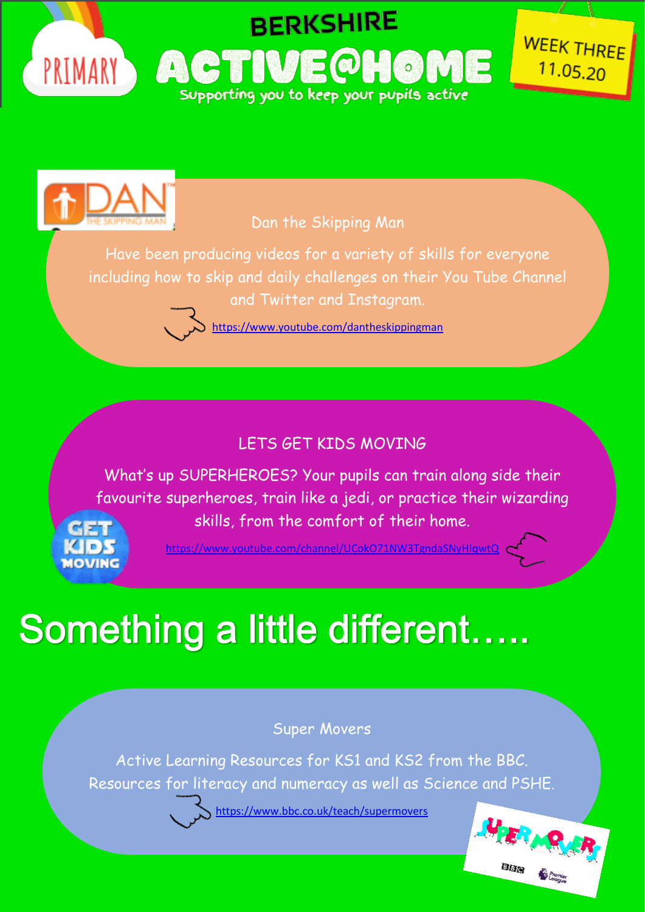# BERKSHIRE ACTIVE@HOME

Supporting you to keep your pupils active

WEEK THREE 11.05.20

## Dan the Skipping Man

Have been producing videos for a variety of skills for everyone including how to skip and daily challenges on their You Tube Channel and Twitter and Instagram.

https://www.youtube.com/dantheskippingman

## LETS GET KIDS MOVING

What's up SUPERHEROES? Your pupils can train along side their favourite superheroes, train like a jedi, or practice their wizarding skills, from the comfort of their home.

https://www.youtube.com/channel/UCokO71NW3TgndaSNyHlqwtQ

# Something a little different…..

## Super Movers

Active Learning Resources for KS1 and KS2 from the BBC. Resources for literacy and numeracy as well as Science and PSHE.

https://www.bbc.co.uk/teach/supermovers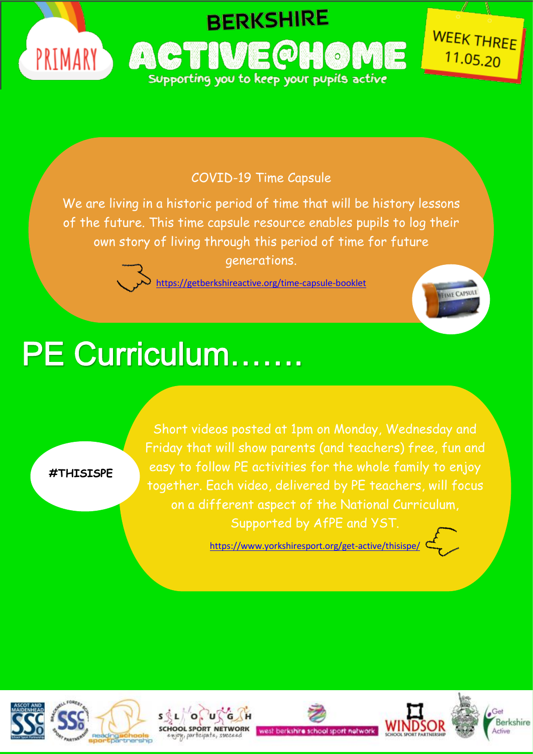PRIMARY

BERKSHIRE

# ACTIVE@HOME

Supporting you to keep your pupils active

WEEK THREE
11.05.20

COVID-19 Time Capsule

We are living in a historic period of time that will be history lessons of the future. This time capsule resource enables pupils to log their own story of living through this period of time for future generations.

https://getberkshireactive.org/time-capsule-booklet

# PE Curriculum…….

#THISISPE

Short videos posted at 1pm on Monday, Wednesday and Friday that will show parents (and teachers) free, fun and easy to follow PE activities for the whole family to enjoy together. Each video, delivered by PE teachers, will focus on a different aspect of the National Curriculum, Supported by AfPE and YST.

https://www.yorkshiresport.org/get-active/thisispe/